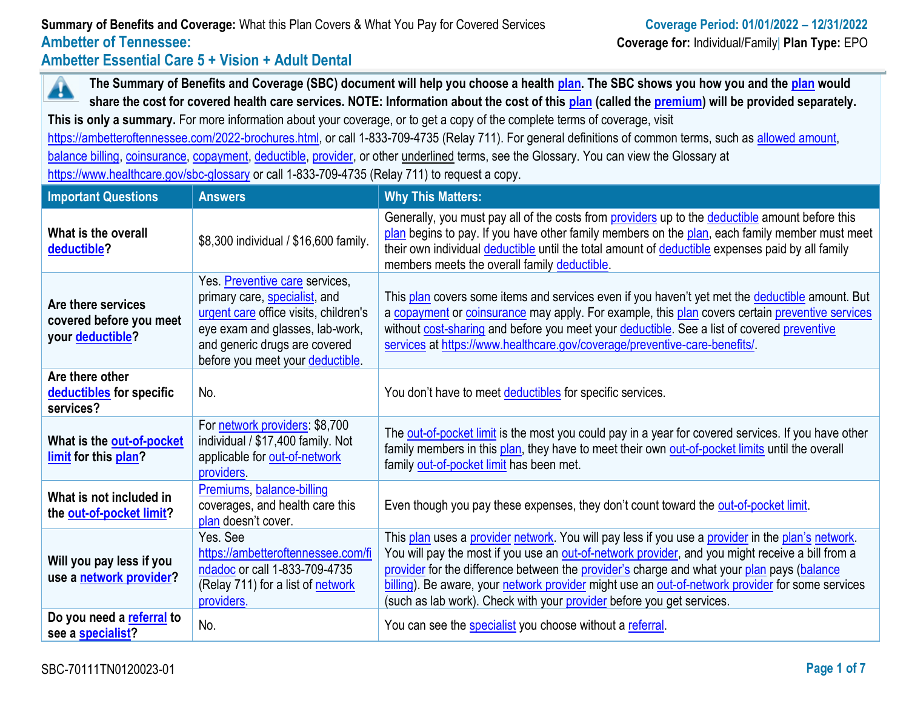**Summary of Benefits and Coverage:** What this Plan Covers & What You Pay for Covered Services

**Coverage Period: 01/01/2022 – 12/31/2022**

## Ambetter of Tennessee: Ambetter Essential Care 5 + Vision + Adult Dental

**Coverage for:** Individual/Family | **Plan Type:** EPO

**The Summary of Benefits and Coverage (SBC) document will help you choose a health plan. The SBC shows you how you and the plan would share the cost for covered health care services. NOTE: Information about the cost of this plan (called the premium) will be provided separately.**

**This is only a summary.** For more information about your coverage, or to get a copy of the complete terms of coverage, visit https://ambetteroftennessee.com/2022-brochures.html, or call 1-833-709-4735 (Relay 711). For general definitions of common terms, such as allowed amount, balance billing, coinsurance, copayment, deductible, provider, or other underlined terms, see the Glossary. You can view the Glossary at https://www.healthcare.gov/sbc-glossary or call 1-833-709-4735 (Relay 711) to request a copy.

| Important Questions | Answers | Why This Matters: |
|---|---|---|
| **What is the overall deductible?** | $8,300 individual / $16,600 family. | Generally, you must pay all of the costs from providers up to the deductible amount before this plan begins to pay. If you have other family members on the plan, each family member must meet their own individual deductible until the total amount of deductible expenses paid by all family members meets the overall family deductible. |
| **Are there services covered before you meet your deductible?** | Yes. Preventive care services, primary care, specialist, and urgent care office visits, children's eye exam and glasses, lab-work, and generic drugs are covered before you meet your deductible. | This plan covers some items and services even if you haven't yet met the deductible amount. But a copayment or coinsurance may apply. For example, this plan covers certain preventive services without cost-sharing and before you meet your deductible. See a list of covered preventive services at https://www.healthcare.gov/coverage/preventive-care-benefits/. |
| **Are there other deductibles for specific services?** | No. | You don't have to meet deductibles for specific services. |
| **What is the out-of-pocket limit for this plan?** | For network providers: $8,700 individual / $17,400 family. Not applicable for out-of-network providers. | The out-of-pocket limit is the most you could pay in a year for covered services. If you have other family members in this plan, they have to meet their own out-of-pocket limits until the overall family out-of-pocket limit has been met. |
| **What is not included in the out-of-pocket limit?** | Premiums, balance-billing coverages, and health care this plan doesn't cover. | Even though you pay these expenses, they don't count toward the out-of-pocket limit. |
| **Will you pay less if you use a network provider?** | Yes. See https://ambetteroftennessee.com/findadoc or call 1-833-709-4735 (Relay 711) for a list of network providers. | This plan uses a provider network. You will pay less if you use a provider in the plan's network. You will pay the most if you use an out-of-network provider, and you might receive a bill from a provider for the difference between the provider's charge and what your plan pays (balance billing). Be aware, your network provider might use an out-of-network provider for some services (such as lab work). Check with your provider before you get services. |
| **Do you need a referral to see a specialist?** | No. | You can see the specialist you choose without a referral. |

SBC-70111TN0120023-01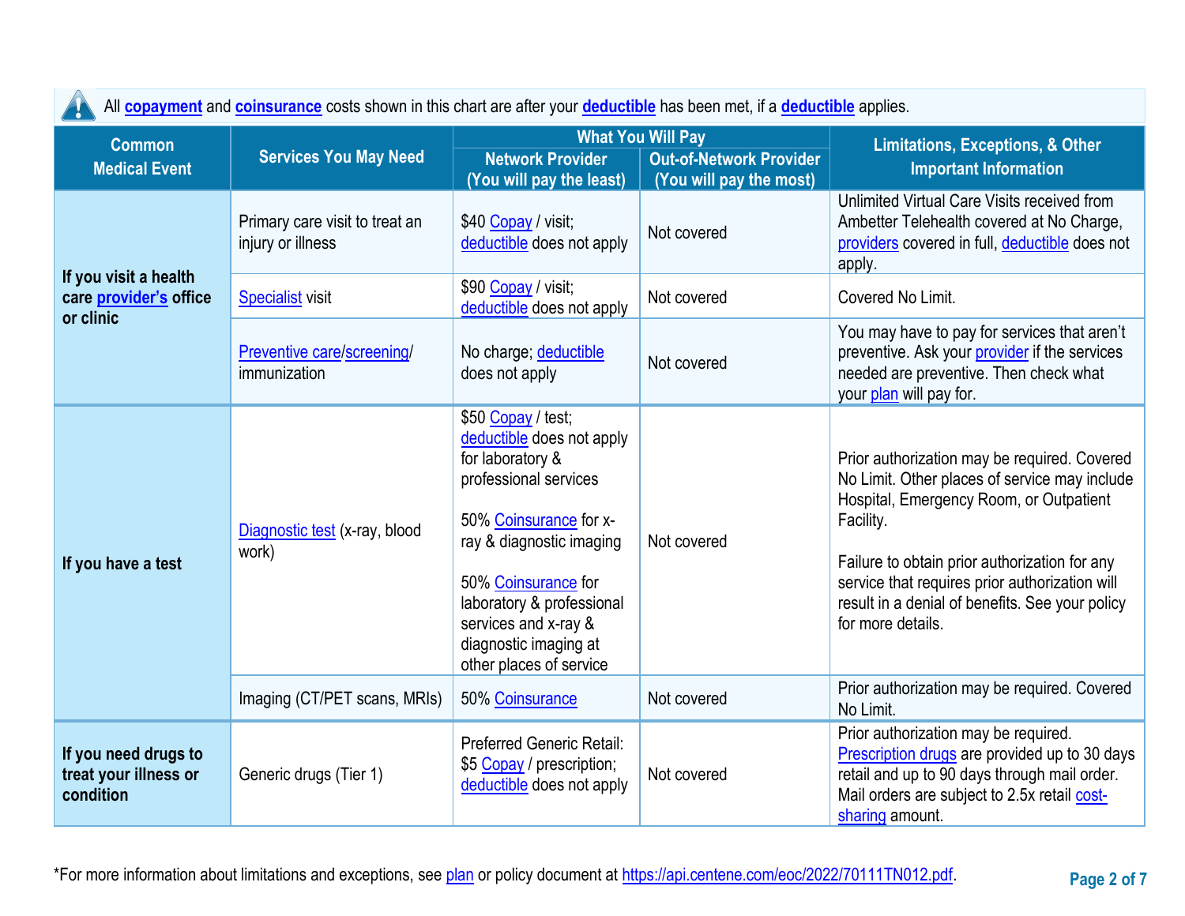All **copayment** and **coinsurance** costs shown in this chart are after your **deductible** has been met, if a **deductible** applies.

| Common Medical Event | Services You May Need | What You Will Pay | | Limitations, Exceptions, & Other Important Information |
|---|---|---|---|---|
| | | Network Provider (You will pay the least) | Out-of-Network Provider (You will pay the most) | |
| **If you visit a health care provider's office or clinic** | Primary care visit to treat an injury or illness | $40 Copay / visit; deductible does not apply | Not covered | Unlimited Virtual Care Visits received from Ambetter Telehealth covered at No Charge, providers covered in full, deductible does not apply. |
| | Specialist visit | $90 Copay / visit; deductible does not apply | Not covered | Covered No Limit. |
| | Preventive care/screening/ immunization | No charge; deductible does not apply | Not covered | You may have to pay for services that aren't preventive. Ask your provider if the services needed are preventive. Then check what your plan will pay for. |
| **If you have a test** | Diagnostic test (x-ray, blood work) | $50 Copay / test; deductible does not apply for laboratory & professional services<br><br>50% Coinsurance for x-ray & diagnostic imaging<br><br>50% Coinsurance for laboratory & professional services and x-ray & diagnostic imaging at other places of service | Not covered | Prior authorization may be required. Covered No Limit. Other places of service may include Hospital, Emergency Room, or Outpatient Facility.<br><br>Failure to obtain prior authorization for any service that requires prior authorization will result in a denial of benefits. See your policy for more details. |
| | Imaging (CT/PET scans, MRIs) | 50% Coinsurance | Not covered | Prior authorization may be required. Covered No Limit. |
| **If you need drugs to treat your illness or condition** | Generic drugs (Tier 1) | Preferred Generic Retail: $5 Copay / prescription; deductible does not apply | Not covered | Prior authorization may be required. Prescription drugs are provided up to 30 days retail and up to 90 days through mail order. Mail orders are subject to 2.5x retail cost-sharing amount. |

*For more information about limitations and exceptions, see plan or policy document at https://api.centene.com/eoc/2022/70111TN012.pdf.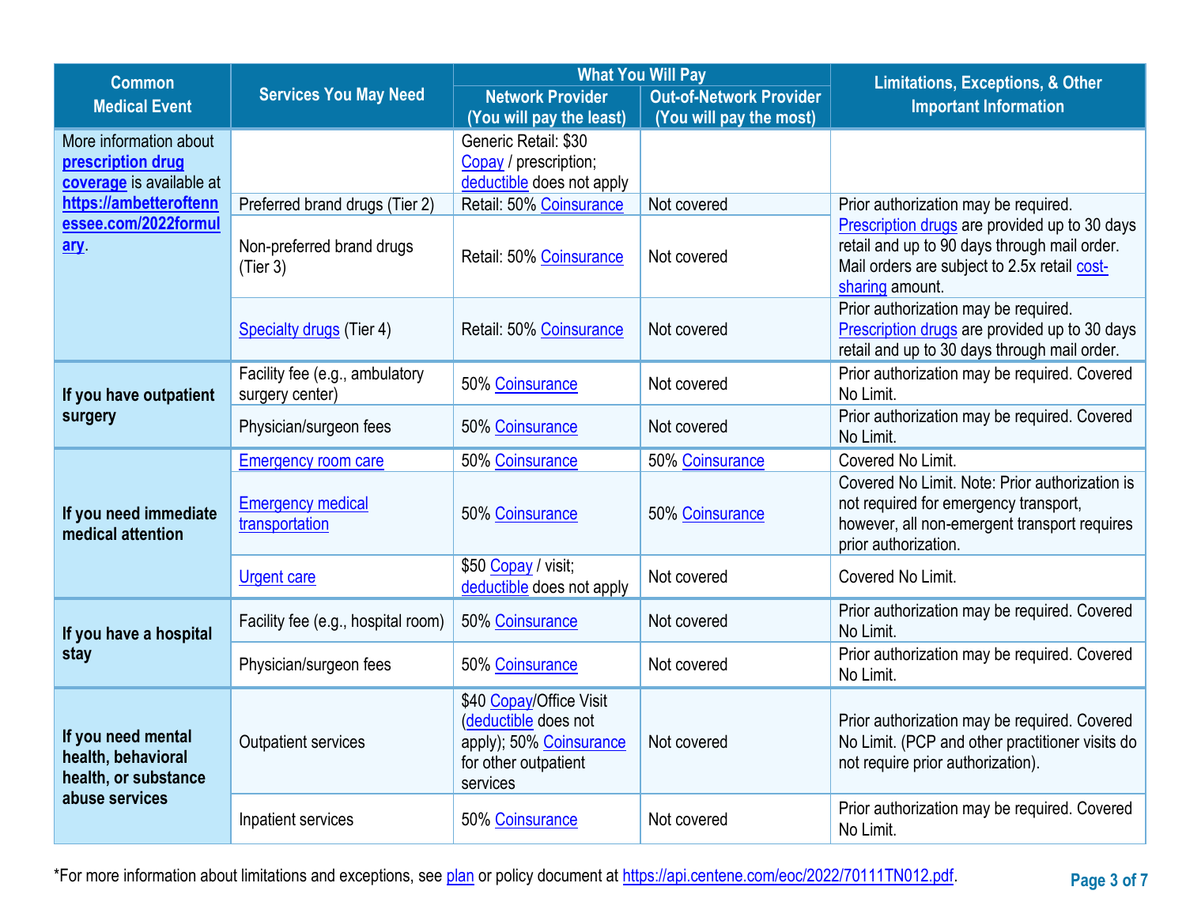| Common Medical Event | Services You May Need | What You Will Pay | | Limitations, Exceptions, & Other Important Information |
|---|---|---|---|---|
| | | Network Provider (You will pay the least) | Out-of-Network Provider (You will pay the most) | |
| More information about **prescription drug coverage** is available at **https://ambetteroftennessee.com/2022formulary**. | | Generic Retail: $30 Copay / prescription; deductible does not apply | | |
| | Preferred brand drugs (Tier 2) | Retail: 50% Coinsurance | Not covered | Prior authorization may be required. Prescription drugs are provided up to 30 days retail and up to 90 days through mail order. Mail orders are subject to 2.5x retail cost-sharing amount. |
| | Non-preferred brand drugs (Tier 3) | Retail: 50% Coinsurance | Not covered | |
| | Specialty drugs (Tier 4) | Retail: 50% Coinsurance | Not covered | Prior authorization may be required. Prescription drugs are provided up to 30 days retail and up to 30 days through mail order. |
| **If you have outpatient surgery** | Facility fee (e.g., ambulatory surgery center) | 50% Coinsurance | Not covered | Prior authorization may be required. Covered No Limit. |
| | Physician/surgeon fees | 50% Coinsurance | Not covered | Prior authorization may be required. Covered No Limit. |
| **If you need immediate medical attention** | Emergency room care | 50% Coinsurance | 50% Coinsurance | Covered No Limit. |
| | Emergency medical transportation | 50% Coinsurance | 50% Coinsurance | Covered No Limit. Note: Prior authorization is not required for emergency transport, however, all non-emergent transport requires prior authorization. |
| | Urgent care | $50 Copay / visit; deductible does not apply | Not covered | Covered No Limit. |
| **If you have a hospital stay** | Facility fee (e.g., hospital room) | 50% Coinsurance | Not covered | Prior authorization may be required. Covered No Limit. |
| | Physician/surgeon fees | 50% Coinsurance | Not covered | Prior authorization may be required. Covered No Limit. |
| **If you need mental health, behavioral health, or substance abuse services** | Outpatient services | $40 Copay/Office Visit (deductible does not apply); 50% Coinsurance for other outpatient services | Not covered | Prior authorization may be required. Covered No Limit. (PCP and other practitioner visits do not require prior authorization). |
| | Inpatient services | 50% Coinsurance | Not covered | Prior authorization may be required. Covered No Limit. |

*For more information about limitations and exceptions, see plan or policy document at https://api.centene.com/eoc/2022/70111TN012.pdf.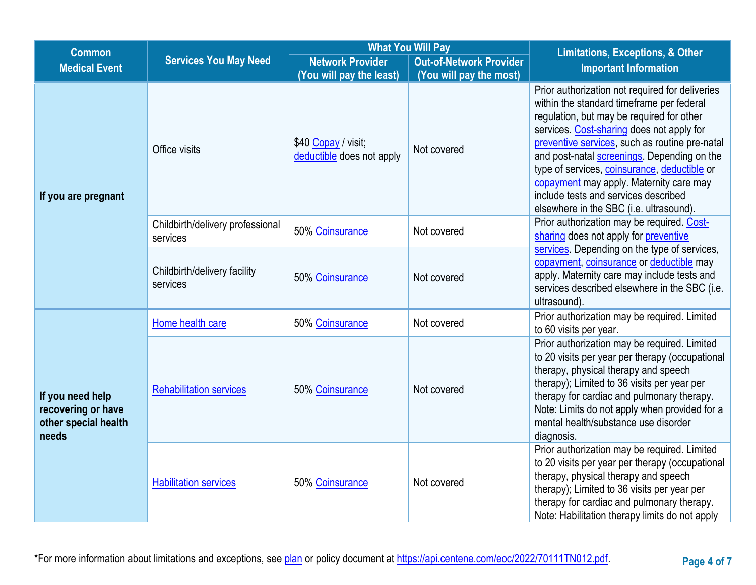| Common Medical Event | Services You May Need | What You Will Pay | | Limitations, Exceptions, & Other Important Information |
|---|---|---|---|---|
| | | Network Provider (You will pay the least) | Out-of-Network Provider (You will pay the most) | |
| If you are pregnant | Office visits | $40 Copay / visit; deductible does not apply | Not covered | Prior authorization not required for deliveries within the standard timeframe per federal regulation, but may be required for other services. Cost-sharing does not apply for preventive services, such as routine pre-natal and post-natal screenings. Depending on the type of services, coinsurance, deductible or copayment may apply. Maternity care may include tests and services described elsewhere in the SBC (i.e. ultrasound). |
| | Childbirth/delivery professional services | 50% Coinsurance | Not covered | Prior authorization may be required. Cost-sharing does not apply for preventive services. Depending on the type of services, copayment, coinsurance or deductible may apply. Maternity care may include tests and services described elsewhere in the SBC (i.e. ultrasound). |
| | Childbirth/delivery facility services | 50% Coinsurance | Not covered | |
| If you need help recovering or have other special health needs | Home health care | 50% Coinsurance | Not covered | Prior authorization may be required. Limited to 60 visits per year. |
| | Rehabilitation services | 50% Coinsurance | Not covered | Prior authorization may be required. Limited to 20 visits per year per therapy (occupational therapy, physical therapy and speech therapy); Limited to 36 visits per year per therapy for cardiac and pulmonary therapy. Note: Limits do not apply when provided for a mental health/substance use disorder diagnosis. |
| | Habilitation services | 50% Coinsurance | Not covered | Prior authorization may be required. Limited to 20 visits per year per therapy (occupational therapy, physical therapy and speech therapy); Limited to 36 visits per year per therapy for cardiac and pulmonary therapy. Note: Habilitation therapy limits do not apply |

*For more information about limitations and exceptions, see plan or policy document at https://api.centene.com/eoc/2022/70111TN012.pdf.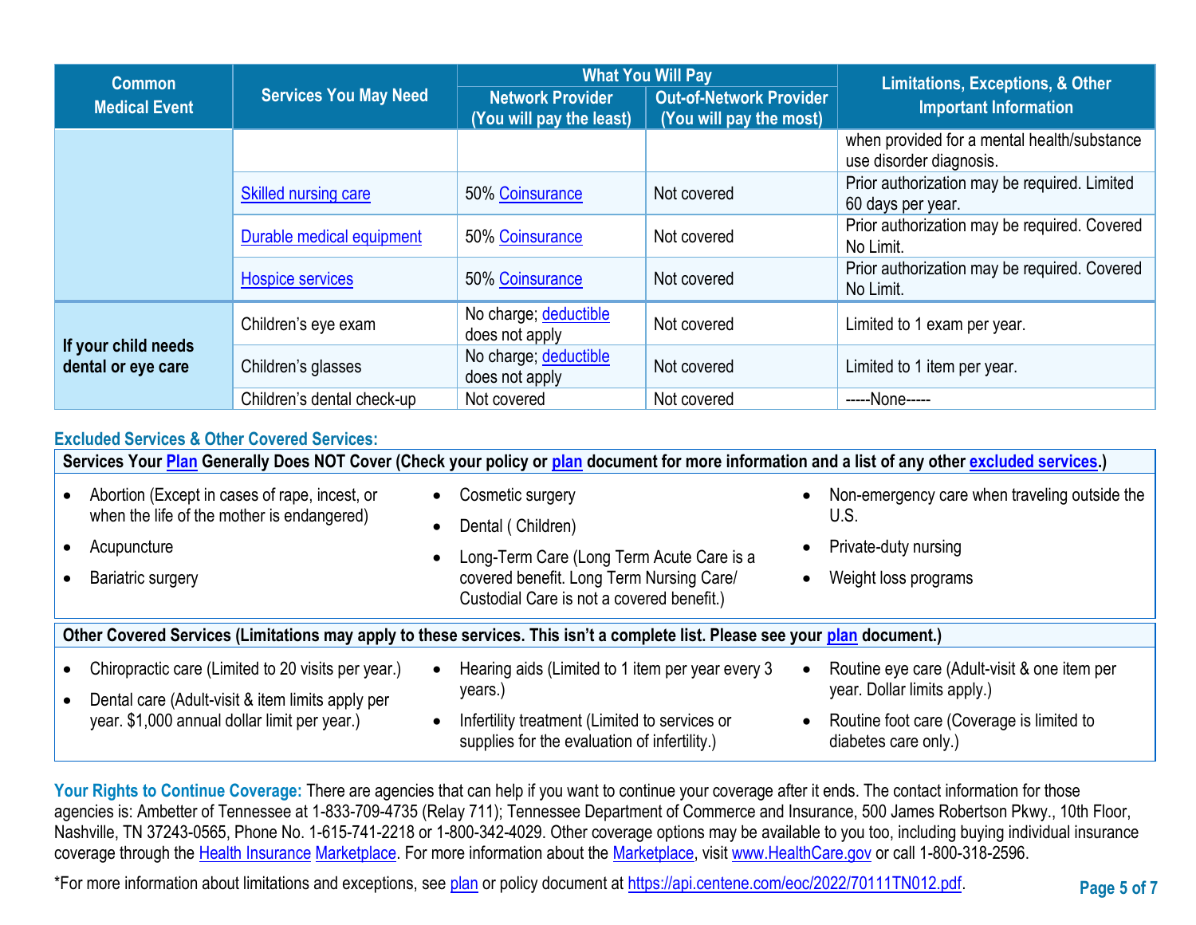| Common Medical Event | Services You May Need | What You Will Pay | | Limitations, Exceptions, & Other Important Information |
|---|---|---|---|---|
| | | Network Provider (You will pay the least) | Out-of-Network Provider (You will pay the most) | |
| | | | | when provided for a mental health/substance use disorder diagnosis. |
| | Skilled nursing care | 50% Coinsurance | Not covered | Prior authorization may be required. Limited 60 days per year. |
| | Durable medical equipment | 50% Coinsurance | Not covered | Prior authorization may be required. Covered No Limit. |
| | Hospice services | 50% Coinsurance | Not covered | Prior authorization may be required. Covered No Limit. |
| **If your child needs dental or eye care** | Children's eye exam | No charge; deductible does not apply | Not covered | Limited to 1 exam per year. |
| | Children's glasses | No charge; deductible does not apply | Not covered | Limited to 1 item per year. |
| | Children's dental check-up | Not covered | Not covered | -----None----- |

### Excluded Services & Other Covered Services:

**Services Your Plan Generally Does NOT Cover (Check your policy or plan document for more information and a list of any other excluded services.)**

- Abortion (Except in cases of rape, incest, or when the life of the mother is endangered)
- Acupuncture
- Bariatric surgery
- Cosmetic surgery
- Dental ( Children)
- Long-Term Care (Long Term Acute Care is a covered benefit. Long Term Nursing Care/ Custodial Care is not a covered benefit.)
- Non-emergency care when traveling outside the U.S.
- Private-duty nursing
- Weight loss programs

**Other Covered Services (Limitations may apply to these services. This isn't a complete list. Please see your plan document.)**

- Chiropractic care (Limited to 20 visits per year.)
- Dental care (Adult-visit & item limits apply per year. $1,000 annual dollar limit per year.)
- Hearing aids (Limited to 1 item per year every 3 years.)
- Infertility treatment (Limited to services or supplies for the evaluation of infertility.)
- Routine eye care (Adult-visit & one item per year. Dollar limits apply.)
- Routine foot care (Coverage is limited to diabetes care only.)

**Your Rights to Continue Coverage:** There are agencies that can help if you want to continue your coverage after it ends. The contact information for those agencies is: Ambetter of Tennessee at 1-833-709-4735 (Relay 711); Tennessee Department of Commerce and Insurance, 500 James Robertson Pkwy., 10th Floor, Nashville, TN 37243-0565, Phone No. 1-615-741-2218 or 1-800-342-4029. Other coverage options may be available to you too, including buying individual insurance coverage through the Health Insurance Marketplace. For more information about the Marketplace, visit www.HealthCare.gov or call 1-800-318-2596.

*For more information about limitations and exceptions, see plan or policy document at https://api.centene.com/eoc/2022/70111TN012.pdf.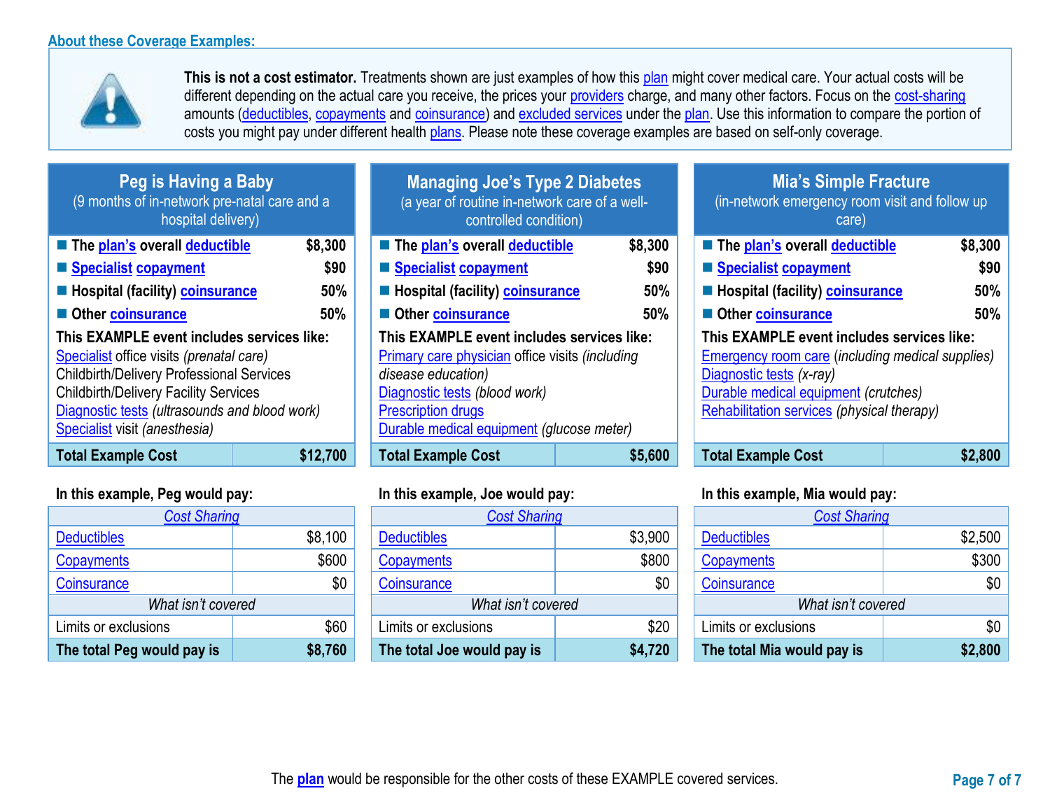## About these Coverage Examples:

**This is not a cost estimator.** Treatments shown are just examples of how this plan might cover medical care. Your actual costs will be different depending on the actual care you receive, the prices your providers charge, and many other factors. Focus on the cost-sharing amounts (deductibles, copayments and coinsurance) and excluded services under the plan. Use this information to compare the portion of costs you might pay under different health plans. Please note these coverage examples are based on self-only coverage.

### Peg is Having a Baby
(9 months of in-network pre-natal care and a hospital delivery)

| | |
|---|---|
| **The plan's overall deductible** | **$8,300** |
| **Specialist copayment** | **$90** |
| **Hospital (facility) coinsurance** | **50%** |
| **Other coinsurance** | **50%** |

**This EXAMPLE event includes services like:**
Specialist office visits *(prenatal care)*
Childbirth/Delivery Professional Services
Childbirth/Delivery Facility Services
Diagnostic tests *(ultrasounds and blood work)*
Specialist visit *(anesthesia)*

| | |
|---|---|
| **Total Example Cost** | **$12,700** |

**In this example, Peg would pay:**

| *Cost Sharing* | |
|---|---|
| Deductibles | $8,100 |
| Copayments | $600 |
| Coinsurance | $0 |
| *What isn't covered* | |
| Limits or exclusions | $60 |
| **The total Peg would pay is** | **$8,760** |

### Managing Joe's Type 2 Diabetes
(a year of routine in-network care of a well-controlled condition)

| | |
|---|---|
| **The plan's overall deductible** | **$8,300** |
| **Specialist copayment** | **$90** |
| **Hospital (facility) coinsurance** | **50%** |
| **Other coinsurance** | **50%** |

**This EXAMPLE event includes services like:**
Primary care physician office visits *(including disease education)*
Diagnostic tests *(blood work)*
Prescription drugs
Durable medical equipment *(glucose meter)*

| | |
|---|---|
| **Total Example Cost** | **$5,600** |

**In this example, Joe would pay:**

| *Cost Sharing* | |
|---|---|
| Deductibles | $3,900 |
| Copayments | $800 |
| Coinsurance | $0 |
| *What isn't covered* | |
| Limits or exclusions | $20 |
| **The total Joe would pay is** | **$4,720** |

### Mia's Simple Fracture
(in-network emergency room visit and follow up care)

| | |
|---|---|
| **The plan's overall deductible** | **$8,300** |
| **Specialist copayment** | **$90** |
| **Hospital (facility) coinsurance** | **50%** |
| **Other coinsurance** | **50%** |

**This EXAMPLE event includes services like:**
Emergency room care *(including medical supplies)*
Diagnostic tests *(x-ray)*
Durable medical equipment *(crutches)*
Rehabilitation services *(physical therapy)*

| | |
|---|---|
| **Total Example Cost** | **$2,800** |

**In this example, Mia would pay:**

| *Cost Sharing* | |
|---|---|
| Deductibles | $2,500 |
| Copayments | $300 |
| Coinsurance | $0 |
| *What isn't covered* | |
| Limits or exclusions | $0 |
| **The total Mia would pay is** | **$2,800** |

The **plan** would be responsible for the other costs of these EXAMPLE covered services.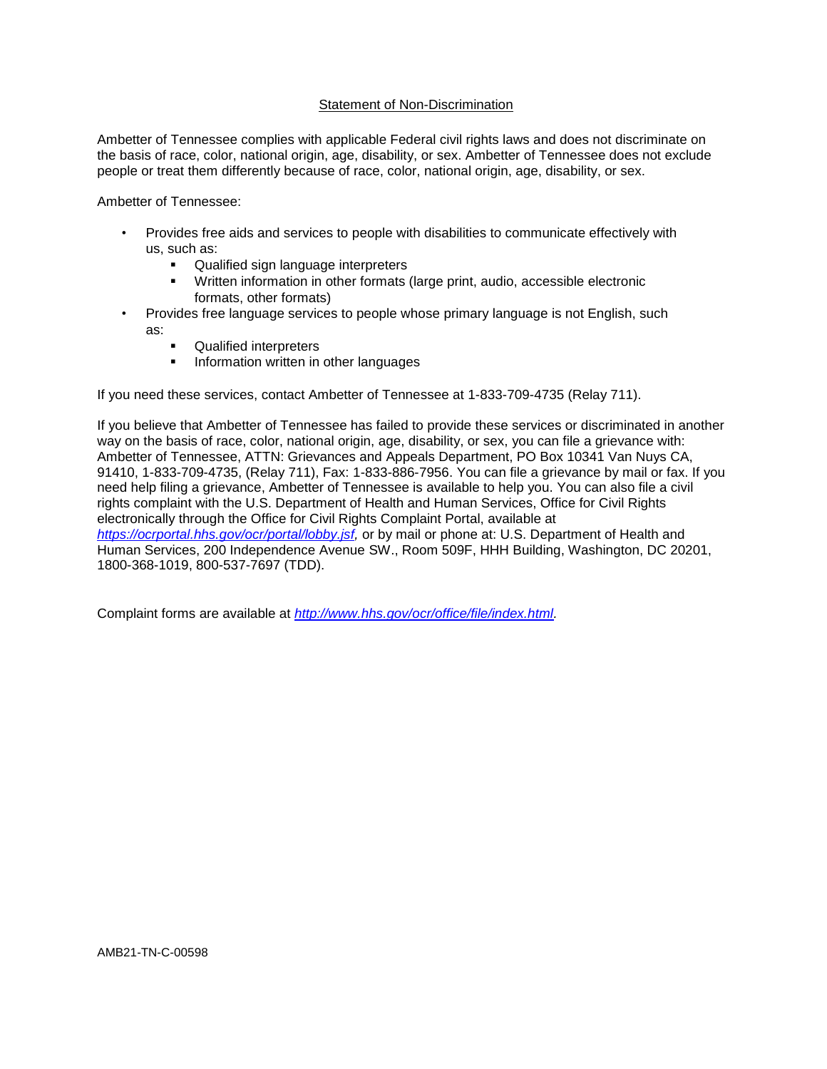## Statement of Non-Discrimination

Ambetter of Tennessee complies with applicable Federal civil rights laws and does not discriminate on the basis of race, color, national origin, age, disability, or sex. Ambetter of Tennessee does not exclude people or treat them differently because of race, color, national origin, age, disability, or sex.

Ambetter of Tennessee:

- Provides free aids and services to people with disabilities to communicate effectively with us, such as:
  - Qualified sign language interpreters
  - Written information in other formats (large print, audio, accessible electronic formats, other formats)
- Provides free language services to people whose primary language is not English, such as:
  - Qualified interpreters
  - Information written in other languages

If you need these services, contact Ambetter of Tennessee at 1-833-709-4735 (Relay 711).

If you believe that Ambetter of Tennessee has failed to provide these services or discriminated in another way on the basis of race, color, national origin, age, disability, or sex, you can file a grievance with: Ambetter of Tennessee, ATTN: Grievances and Appeals Department, PO Box 10341 Van Nuys CA, 91410, 1-833-709-4735, (Relay 711), Fax: 1-833-886-7956. You can file a grievance by mail or fax. If you need help filing a grievance, Ambetter of Tennessee is available to help you. You can also file a civil rights complaint with the U.S. Department of Health and Human Services, Office for Civil Rights electronically through the Office for Civil Rights Complaint Portal, available at *https://ocrportal.hhs.gov/ocr/portal/lobby.jsf,* or by mail or phone at: U.S. Department of Health and Human Services, 200 Independence Avenue SW., Room 509F, HHH Building, Washington, DC 20201, 1800-368-1019, 800-537-7697 (TDD).

Complaint forms are available at *http://www.hhs.gov/ocr/office/file/index.html*.

AMB21-TN-C-00598